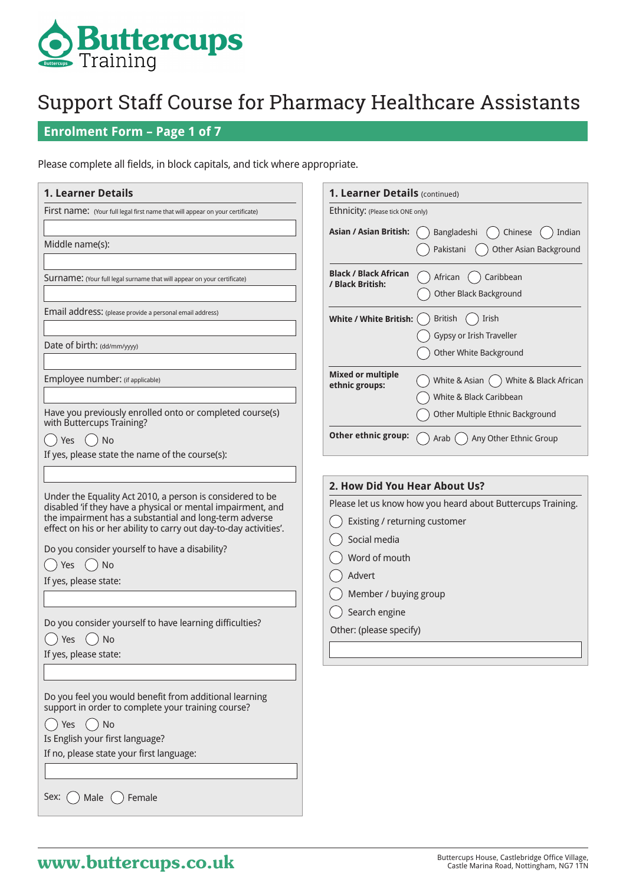# Support Staff Course for Pharmacy Healthcare Assistants

## Enrolment Form – Page 1 of 7

Please complete all fields, in block capitals, and tick where appropriate.

### 1. Learner Details

First name: (Your full legal first name that will appear on your certificate)

Middle name(s):

Surname: (Your full legal surname that will appear on your certificate)

Email address: (please provide a personal email address)

Date of birth: (dd/mm/yyyy)

Employee number: (if applicable)

Have you previously enrolled onto or completed course(s) with Buttercups Training?

◯ Yes ◯ No

If yes, please state the name of the course(s):

Under the Equality Act 2010, a person is considered to be disabled 'if they have a physical or mental impairment, and the impairment has a substantial and long-term adverse effect on his or her ability to carry out day-to-day activities'.

Do you consider yourself to have a disability?

◯ Yes ◯ No

If yes, please state:

Do you consider yourself to have learning difficulties?

◯ Yes ◯ No

If yes, please state:

Do you feel you would benefit from additional learning support in order to complete your training course?

◯ Yes ◯ No

Is English your first language?

If no, please state your first language:

Sex: ◯ Male ◯ Female

### 1. Learner Details (continued)

Ethnicity: (Please tick ONE only)

**Asian / Asian British:** ◯ Bangladeshi ◯ Chinese ◯ Indian ◯ Pakistani ◯ Other Asian Background

**Black / Black African / Black British:** ◯ African ◯ Caribbean ◯ Other Black Background

**White / White British:** ◯ British ◯ Irish ◯ Gypsy or Irish Traveller ◯ Other White Background

**Mixed or multiple ethnic groups:** ◯ White & Asian ◯ White & Black African ◯ White & Black Caribbean ◯ Other Multiple Ethnic Background

**Other ethnic group:** ◯ Arab ◯ Any Other Ethnic Group

### 2. How Did You Hear About Us?

Please let us know how you heard about Buttercups Training.

◯ Existing / returning customer

◯ Social media

◯ Word of mouth

◯ Advert

◯ Member / buying group

◯ Search engine

Other: (please specify)

www.buttercups.co.uk

Buttercups House, Castlebridge Office Village, Castle Marina Road, Nottingham, NG7 1TN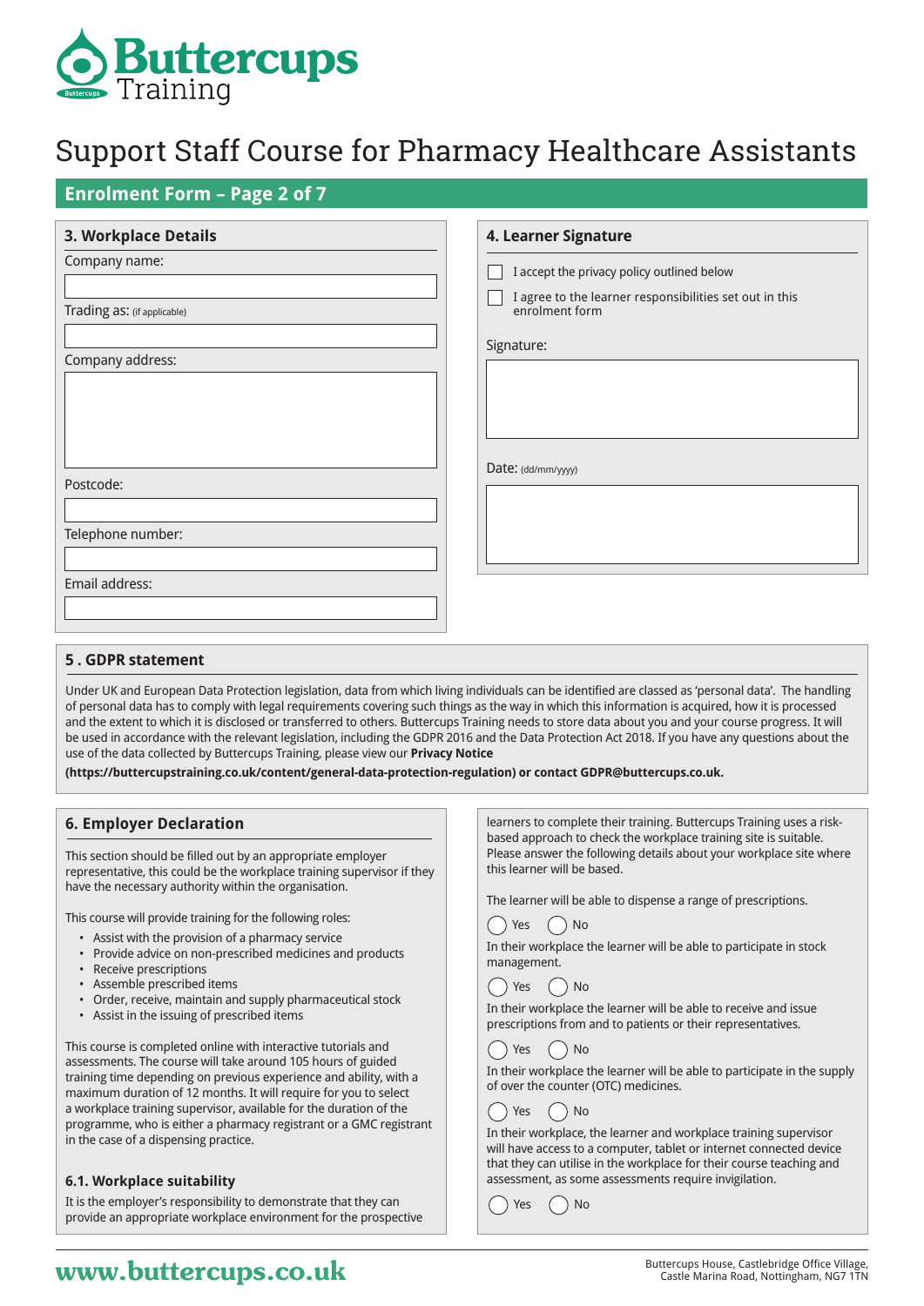# Support Staff Course for Pharmacy Healthcare Assistants

## Enrolment Form – Page 2 of 7

### 3. Workplace Details

Company name:

Trading as: (if applicable)

Company address:

Postcode:

Telephone number:

Email address:

### 4. Learner Signature

- ☐ I accept the privacy policy outlined below
- ☐ I agree to the learner responsibilities set out in this enrolment form

Signature:

Date: (dd/mm/yyyy)

### 5 . GDPR statement

Under UK and European Data Protection legislation, data from which living individuals can be identified are classed as 'personal data'. The handling of personal data has to comply with legal requirements covering such things as the way in which this information is acquired, how it is processed and the extent to which it is disclosed or transferred to others. Buttercups Training needs to store data about you and your course progress. It will be used in accordance with the relevant legislation, including the GDPR 2016 and the Data Protection Act 2018. If you have any questions about the use of the data collected by Buttercups Training, please view our **Privacy Notice (https://buttercupstraining.co.uk/content/general-data-protection-regulation) or contact GDPR@buttercups.co.uk.**

### 6. Employer Declaration

This section should be filled out by an appropriate employer representative, this could be the workplace training supervisor if they have the necessary authority within the organisation.

This course will provide training for the following roles:

- Assist with the provision of a pharmacy service
- Provide advice on non-prescribed medicines and products
- Receive prescriptions
- Assemble prescribed items
- Order, receive, maintain and supply pharmaceutical stock
- Assist in the issuing of prescribed items

This course is completed online with interactive tutorials and assessments. The course will take around 105 hours of guided training time depending on previous experience and ability, with a maximum duration of 12 months. It will require for you to select a workplace training supervisor, available for the duration of the programme, who is either a pharmacy registrant or a GMC registrant in the case of a dispensing practice.

#### 6.1. Workplace suitability

It is the employer's responsibility to demonstrate that they can provide an appropriate workplace environment for the prospective learners to complete their training. Buttercups Training uses a risk-based approach to check the workplace training site is suitable. Please answer the following details about your workplace site where this learner will be based.

The learner will be able to dispense a range of prescriptions.

◯ Yes ◯ No

In their workplace the learner will be able to participate in stock management.

◯ Yes ◯ No

In their workplace the learner will be able to receive and issue prescriptions from and to patients or their representatives.

◯ Yes ◯ No

In their workplace the learner will be able to participate in the supply of over the counter (OTC) medicines.

◯ Yes ◯ No

In their workplace, the learner and workplace training supervisor will have access to a computer, tablet or internet connected device that they can utilise in the workplace for their course teaching and assessment, as some assessments require invigilation.

◯ Yes ◯ No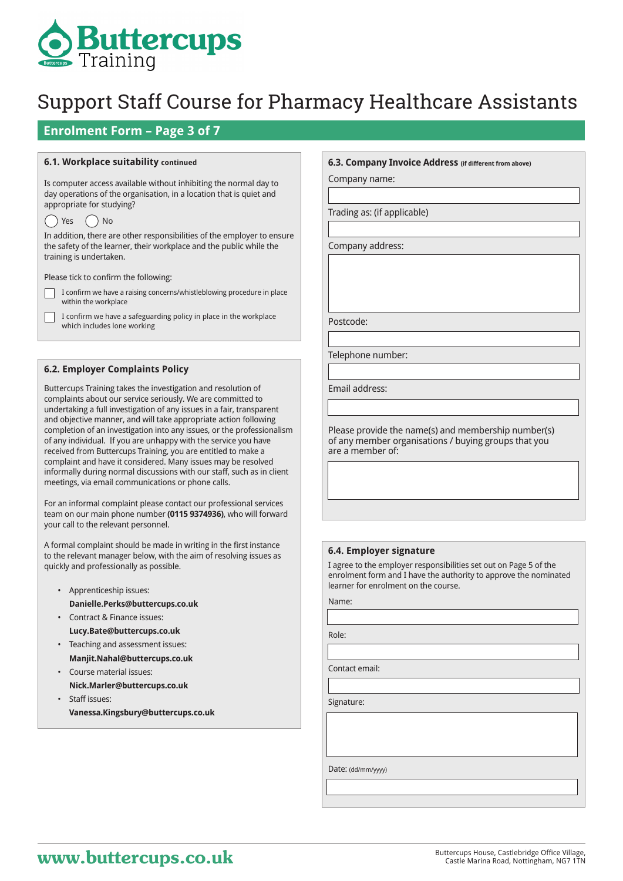# Support Staff Course for Pharmacy Healthcare Assistants

## Enrolment Form – Page 3 of 7

### 6.1. Workplace suitability continued

Is computer access available without inhibiting the normal day to day operations of the organisation, in a location that is quiet and appropriate for studying?

◯ Yes ◯ No

In addition, there are other responsibilities of the employer to ensure the safety of the learner, their workplace and the public while the training is undertaken.

Please tick to confirm the following:

- ☐ I confirm we have a raising concerns/whistleblowing procedure in place within the workplace
- ☐ I confirm we have a safeguarding policy in place in the workplace which includes lone working

### 6.2. Employer Complaints Policy

Buttercups Training takes the investigation and resolution of complaints about our service seriously. We are committed to undertaking a full investigation of any issues in a fair, transparent and objective manner, and will take appropriate action following completion of an investigation into any issues, or the professionalism of any individual. If you are unhappy with the service you have received from Buttercups Training, you are entitled to make a complaint and have it considered. Many issues may be resolved informally during normal discussions with our staff, such as in client meetings, via email communications or phone calls.

For an informal complaint please contact our professional services team on our main phone number **(0115 9374936)**, who will forward your call to the relevant personnel.

A formal complaint should be made in writing in the first instance to the relevant manager below, with the aim of resolving issues as quickly and professionally as possible.

- Apprenticeship issues: **Danielle.Perks@buttercups.co.uk**
- Contract & Finance issues: **Lucy.Bate@buttercups.co.uk**
- Teaching and assessment issues: **Manjit.Nahal@buttercups.co.uk**
- Course material issues: **Nick.Marler@buttercups.co.uk**
- Staff issues: **Vanessa.Kingsbury@buttercups.co.uk**

### 6.3. Company Invoice Address (if different from above)

Company name:

Trading as: (if applicable)

Company address:

Postcode:

Telephone number:

Email address:

Please provide the name(s) and membership number(s) of any member organisations / buying groups that you are a member of:

### 6.4. Employer signature

I agree to the employer responsibilities set out on Page 5 of the enrolment form and I have the authority to approve the nominated learner for enrolment on the course.

Name:

Role:

Contact email:

Signature:

Date: (dd/mm/yyyy)

www.buttercups.co.uk

Buttercups House, Castlebridge Office Village, Castle Marina Road, Nottingham, NG7 1TN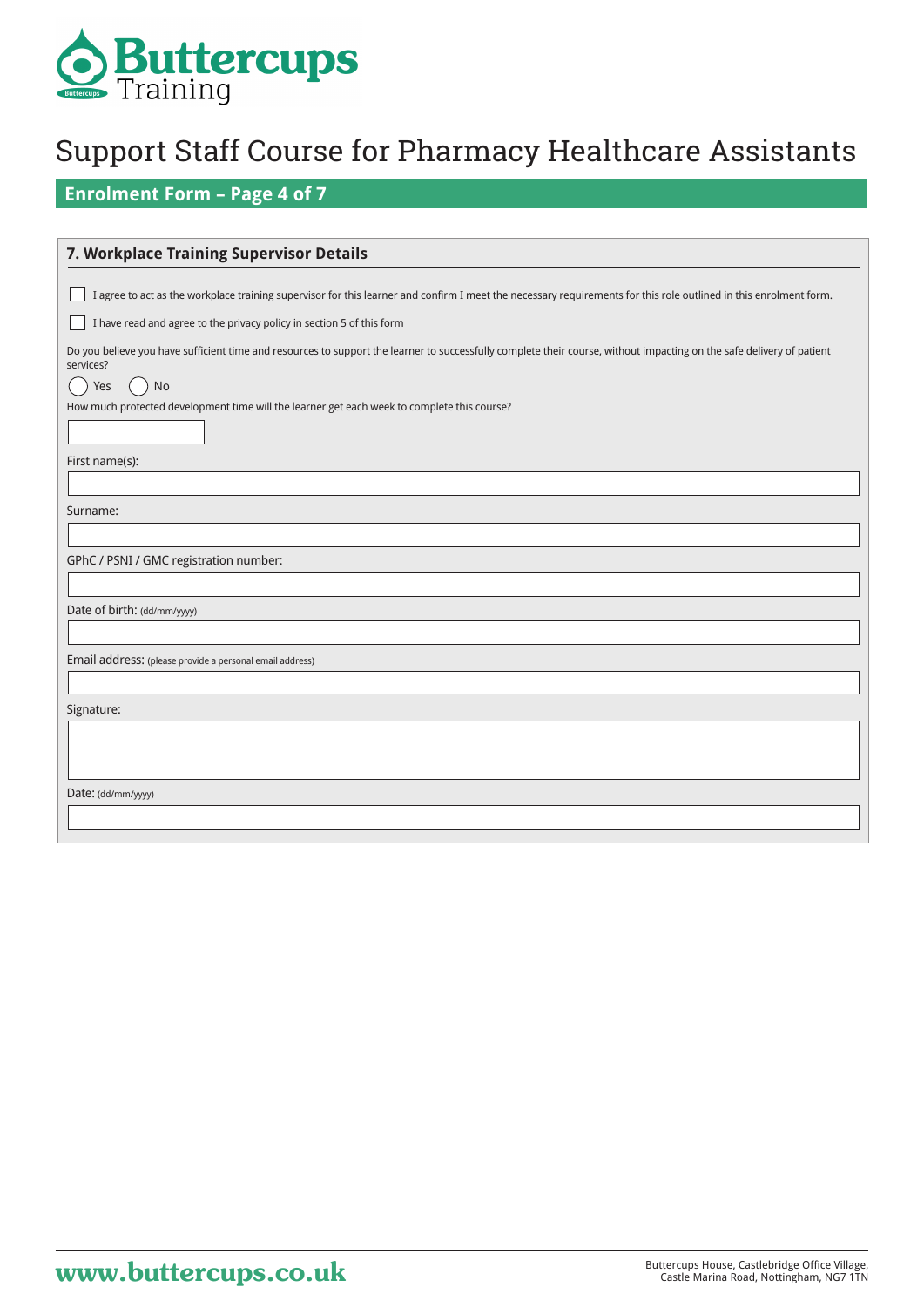# Support Staff Course for Pharmacy Healthcare Assistants

## Enrolment Form – Page 4 of 7

### 7. Workplace Training Supervisor Details

☐ I agree to act as the workplace training supervisor for this learner and confirm I meet the necessary requirements for this role outlined in this enrolment form.

☐ I have read and agree to the privacy policy in section 5 of this form

Do you believe you have sufficient time and resources to support the learner to successfully complete their course, without impacting on the safe delivery of patient services?

◯ Yes ◯ No

How much protected development time will the learner get each week to complete this course?

First name(s):

Surname:

GPhC / PSNI / GMC registration number:

Date of birth: (dd/mm/yyyy)

Email address: (please provide a personal email address)

Signature:

Date: (dd/mm/yyyy)

www.buttercups.co.uk

Buttercups House, Castlebridge Office Village, Castle Marina Road, Nottingham, NG7 1TN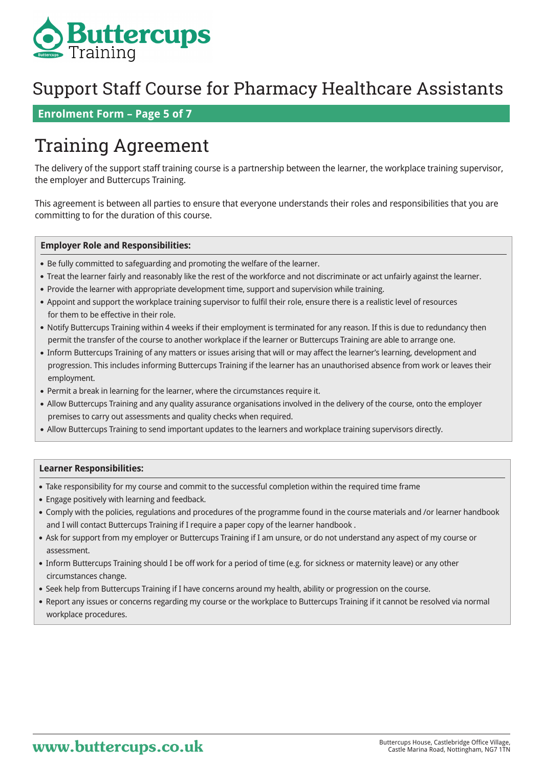# Support Staff Course for Pharmacy Healthcare Assistants

**Enrolment Form – Page 5 of 7**

## Training Agreement

The delivery of the support staff training course is a partnership between the learner, the workplace training supervisor, the employer and Buttercups Training.

This agreement is between all parties to ensure that everyone understands their roles and responsibilities that you are committing to for the duration of this course.

### Employer Role and Responsibilities:

- Be fully committed to safeguarding and promoting the welfare of the learner.
- Treat the learner fairly and reasonably like the rest of the workforce and not discriminate or act unfairly against the learner.
- Provide the learner with appropriate development time, support and supervision while training.
- Appoint and support the workplace training supervisor to fulfil their role, ensure there is a realistic level of resources for them to be effective in their role.
- Notify Buttercups Training within 4 weeks if their employment is terminated for any reason. If this is due to redundancy then permit the transfer of the course to another workplace if the learner or Buttercups Training are able to arrange one.
- Inform Buttercups Training of any matters or issues arising that will or may affect the learner's learning, development and progression. This includes informing Buttercups Training if the learner has an unauthorised absence from work or leaves their employment.
- Permit a break in learning for the learner, where the circumstances require it.
- Allow Buttercups Training and any quality assurance organisations involved in the delivery of the course, onto the employer premises to carry out assessments and quality checks when required.
- Allow Buttercups Training to send important updates to the learners and workplace training supervisors directly.

### Learner Responsibilities:

- Take responsibility for my course and commit to the successful completion within the required time frame
- Engage positively with learning and feedback.
- Comply with the policies, regulations and procedures of the programme found in the course materials and /or learner handbook and I will contact Buttercups Training if I require a paper copy of the learner handbook .
- Ask for support from my employer or Buttercups Training if I am unsure, or do not understand any aspect of my course or assessment.
- Inform Buttercups Training should I be off work for a period of time (e.g. for sickness or maternity leave) or any other circumstances change.
- Seek help from Buttercups Training if I have concerns around my health, ability or progression on the course.
- Report any issues or concerns regarding my course or the workplace to Buttercups Training if it cannot be resolved via normal workplace procedures.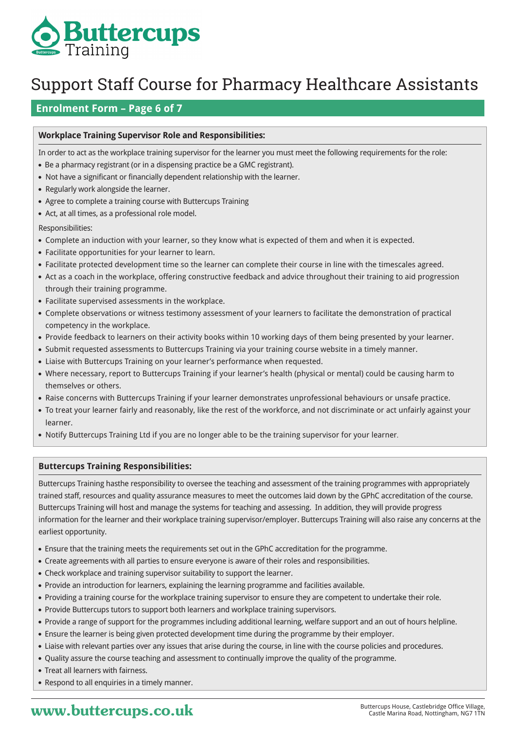# Support Staff Course for Pharmacy Healthcare Assistants

## Enrolment Form – Page 6 of 7

### Workplace Training Supervisor Role and Responsibilities:

In order to act as the workplace training supervisor for the learner you must meet the following requirements for the role:

- Be a pharmacy registrant (or in a dispensing practice be a GMC registrant).
- Not have a significant or financially dependent relationship with the learner.
- Regularly work alongside the learner.
- Agree to complete a training course with Buttercups Training
- Act, at all times, as a professional role model.

Responsibilities:

- Complete an induction with your learner, so they know what is expected of them and when it is expected.
- Facilitate opportunities for your learner to learn.
- Facilitate protected development time so the learner can complete their course in line with the timescales agreed.
- Act as a coach in the workplace, offering constructive feedback and advice throughout their training to aid progression through their training programme.
- Facilitate supervised assessments in the workplace.
- Complete observations or witness testimony assessment of your learners to facilitate the demonstration of practical competency in the workplace.
- Provide feedback to learners on their activity books within 10 working days of them being presented by your learner.
- Submit requested assessments to Buttercups Training via your training course website in a timely manner.
- Liaise with Buttercups Training on your learner's performance when requested.
- Where necessary, report to Buttercups Training if your learner's health (physical or mental) could be causing harm to themselves or others.
- Raise concerns with Buttercups Training if your learner demonstrates unprofessional behaviours or unsafe practice.
- To treat your learner fairly and reasonably, like the rest of the workforce, and not discriminate or act unfairly against your learner.
- Notify Buttercups Training Ltd if you are no longer able to be the training supervisor for your learner.

### Buttercups Training Responsibilities:

Buttercups Training hasthe responsibility to oversee the teaching and assessment of the training programmes with appropriately trained staff, resources and quality assurance measures to meet the outcomes laid down by the GPhC accreditation of the course. Buttercups Training will host and manage the systems for teaching and assessing. In addition, they will provide progress information for the learner and their workplace training supervisor/employer. Buttercups Training will also raise any concerns at the earliest opportunity.

- Ensure that the training meets the requirements set out in the GPhC accreditation for the programme.
- Create agreements with all parties to ensure everyone is aware of their roles and responsibilities.
- Check workplace and training supervisor suitability to support the learner.
- Provide an introduction for learners, explaining the learning programme and facilities available.
- Providing a training course for the workplace training supervisor to ensure they are competent to undertake their role.
- Provide Buttercups tutors to support both learners and workplace training supervisors.
- Provide a range of support for the programmes including additional learning, welfare support and an out of hours helpline.
- Ensure the learner is being given protected development time during the programme by their employer.
- Liaise with relevant parties over any issues that arise during the course, in line with the course policies and procedures.
- Quality assure the course teaching and assessment to continually improve the quality of the programme.
- Treat all learners with fairness.
- Respond to all enquiries in a timely manner.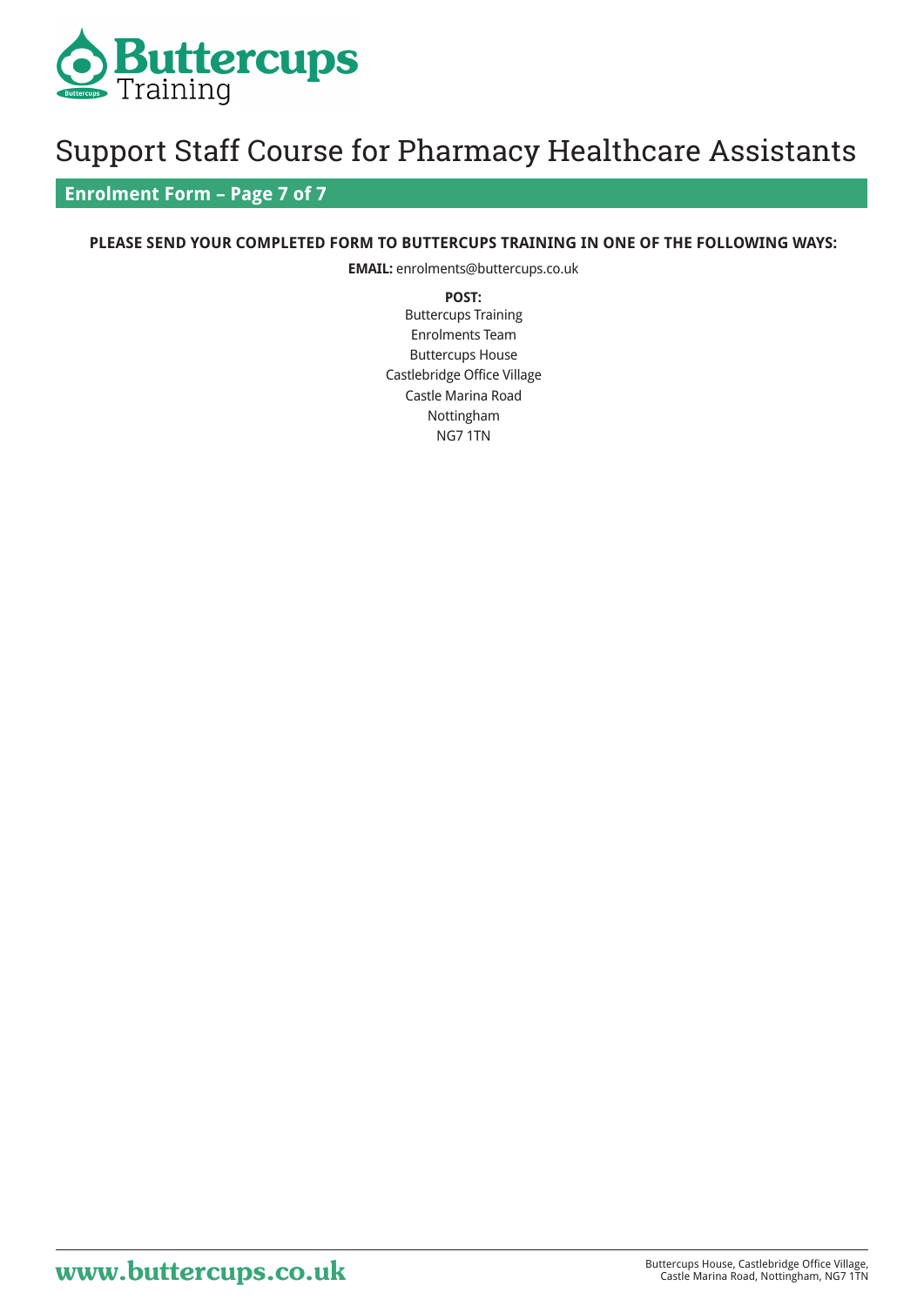# Support Staff Course for Pharmacy Healthcare Assistants

## Enrolment Form – Page 7 of 7

**PLEASE SEND YOUR COMPLETED FORM TO BUTTERCUPS TRAINING IN ONE OF THE FOLLOWING WAYS:**

**EMAIL:** enrolments@buttercups.co.uk

**POST:**
Buttercups Training
Enrolments Team
Buttercups House
Castlebridge Office Village
Castle Marina Road
Nottingham
NG7 1TN